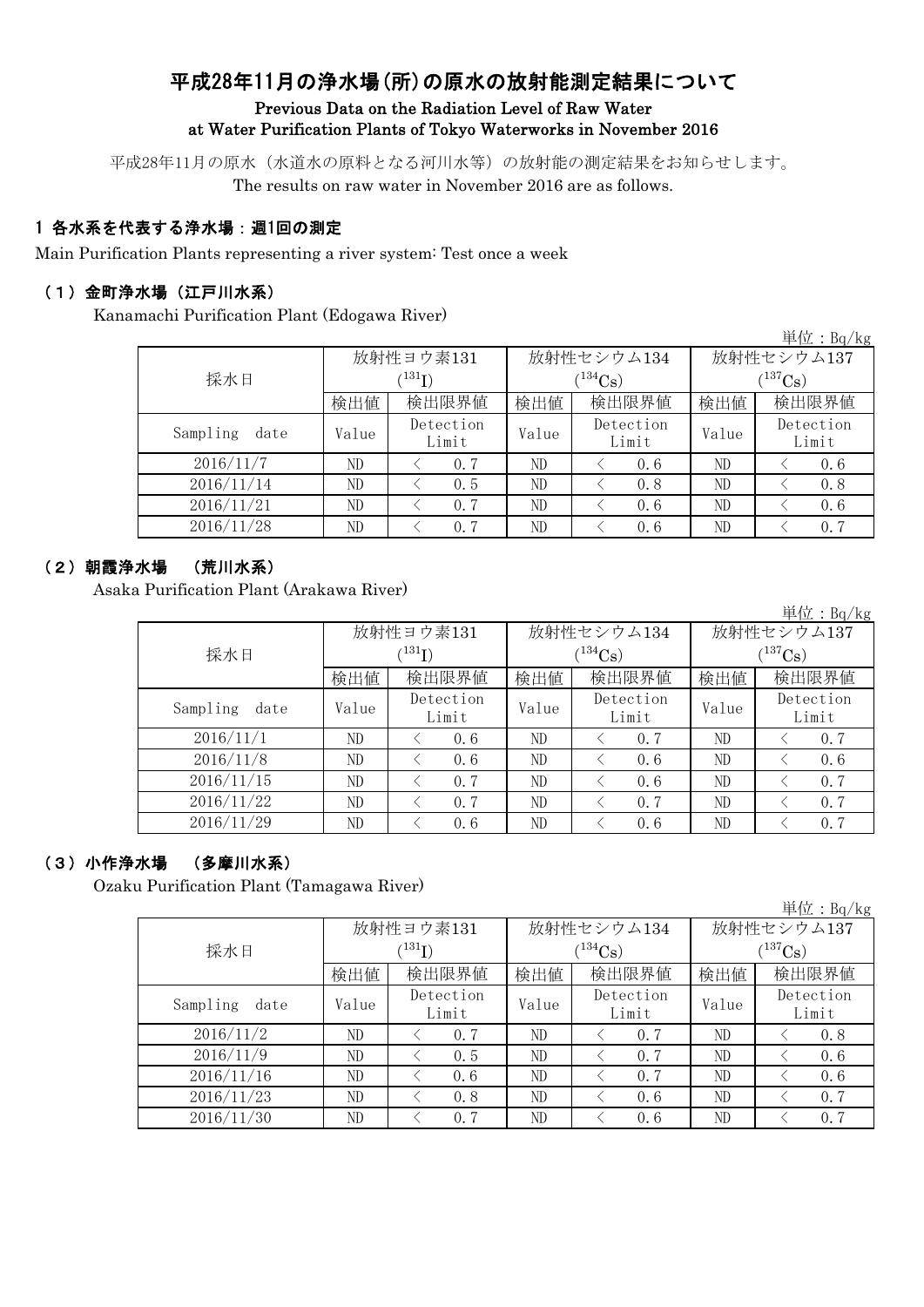# 平成28年11月の浄水場(所)の原水の放射能測定結果について

## Previous Data on the Radiation Level of Raw Water at Water Purification Plants of Tokyo Waterworks in November 2016

平成28年11月の原水（水道水の原料となる河川水等）の放射能の測定結果をお知らせします。
The results on raw water in November 2016 are as follows.

### 1 各水系を代表する浄水場：週1回の測定

Main Purification Plants representing a river system: Test once a week

#### （1）金町浄水場（江戸川水系）

Kanamachi Purification Plant (Edogawa River)

単位：Bq/kg

| 採水日 | 放射性ヨウ素131 ($^{131}I$) | | 放射性セシウム134 ($^{134}Cs$) | | 放射性セシウム137 ($^{137}Cs$) | |
|---|---|---|---|---|---|---|
| | 検出値 | 検出限界値 | 検出値 | 検出限界値 | 検出値 | 検出限界値 |
| Sampling date | Value | Detection Limit | Value | Detection Limit | Value | Detection Limit |
| 2016/11/7 | ND | ＜ 0.7 | ND | ＜ 0.6 | ND | ＜ 0.6 |
| 2016/11/14 | ND | ＜ 0.5 | ND | ＜ 0.8 | ND | ＜ 0.8 |
| 2016/11/21 | ND | ＜ 0.7 | ND | ＜ 0.6 | ND | ＜ 0.6 |
| 2016/11/28 | ND | ＜ 0.7 | ND | ＜ 0.6 | ND | ＜ 0.7 |

#### （2）朝霞浄水場　（荒川水系）

Asaka Purification Plant (Arakawa River)

単位：Bq/kg

| 採水日 | 放射性ヨウ素131 ($^{131}I$) | | 放射性セシウム134 ($^{134}Cs$) | | 放射性セシウム137 ($^{137}Cs$) | |
|---|---|---|---|---|---|---|
| | 検出値 | 検出限界値 | 検出値 | 検出限界値 | 検出値 | 検出限界値 |
| Sampling date | Value | Detection Limit | Value | Detection Limit | Value | Detection Limit |
| 2016/11/1 | ND | ＜ 0.6 | ND | ＜ 0.7 | ND | ＜ 0.7 |
| 2016/11/8 | ND | ＜ 0.6 | ND | ＜ 0.6 | ND | ＜ 0.6 |
| 2016/11/15 | ND | ＜ 0.7 | ND | ＜ 0.6 | ND | ＜ 0.7 |
| 2016/11/22 | ND | ＜ 0.7 | ND | ＜ 0.7 | ND | ＜ 0.7 |
| 2016/11/29 | ND | ＜ 0.6 | ND | ＜ 0.6 | ND | ＜ 0.7 |

#### （3）小作浄水場　（多摩川水系）

Ozaku Purification Plant (Tamagawa River)

単位：Bq/kg

| 採水日 | 放射性ヨウ素131 ($^{131}I$) | | 放射性セシウム134 ($^{134}Cs$) | | 放射性セシウム137 ($^{137}Cs$) | |
|---|---|---|---|---|---|---|
| | 検出値 | 検出限界値 | 検出値 | 検出限界値 | 検出値 | 検出限界値 |
| Sampling date | Value | Detection Limit | Value | Detection Limit | Value | Detection Limit |
| 2016/11/2 | ND | ＜ 0.7 | ND | ＜ 0.7 | ND | ＜ 0.8 |
| 2016/11/9 | ND | ＜ 0.5 | ND | ＜ 0.7 | ND | ＜ 0.6 |
| 2016/11/16 | ND | ＜ 0.6 | ND | ＜ 0.7 | ND | ＜ 0.6 |
| 2016/11/23 | ND | ＜ 0.8 | ND | ＜ 0.6 | ND | ＜ 0.7 |
| 2016/11/30 | ND | ＜ 0.7 | ND | ＜ 0.6 | ND | ＜ 0.7 |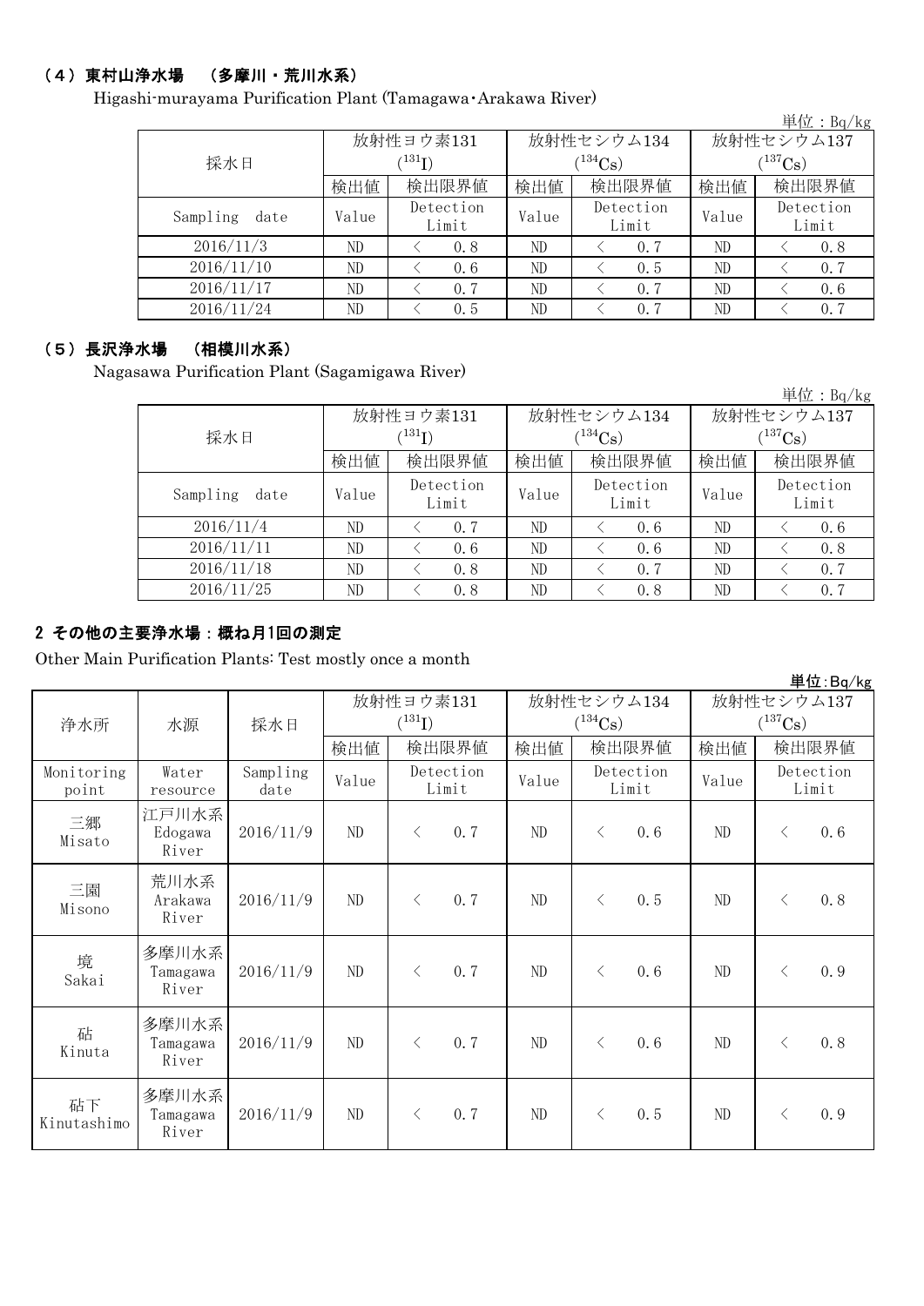### （4）東村山浄水場　（多摩川・荒川水系）

Higashi-murayama Purification Plant (Tamagawa･Arakawa River)

単位：Bq/kg

| 採水日 | 放射性ヨウ素131 ($^{131}I$) | | 放射性セシウム134 ($^{134}Cs$) | | 放射性セシウム137 ($^{137}Cs$) | |
|---|---|---|---|---|---|---|
| | 検出値 | 検出限界値 | 検出値 | 検出限界値 | 検出値 | 検出限界値 |
| Sampling date | Value | Detection Limit | Value | Detection Limit | Value | Detection Limit |
| 2016/11/3 | ND | ＜ 0.8 | ND | ＜ 0.7 | ND | ＜ 0.8 |
| 2016/11/10 | ND | ＜ 0.6 | ND | ＜ 0.5 | ND | ＜ 0.7 |
| 2016/11/17 | ND | ＜ 0.7 | ND | ＜ 0.7 | ND | ＜ 0.6 |
| 2016/11/24 | ND | ＜ 0.5 | ND | ＜ 0.7 | ND | ＜ 0.7 |

### （5）長沢浄水場　（相模川水系）

Nagasawa Purification Plant (Sagamigawa River)

単位：Bq/kg

| 採水日 | 放射性ヨウ素131 ($^{131}I$) | | 放射性セシウム134 ($^{134}Cs$) | | 放射性セシウム137 ($^{137}Cs$) | |
|---|---|---|---|---|---|---|
| | 検出値 | 検出限界値 | 検出値 | 検出限界値 | 検出値 | 検出限界値 |
| Sampling date | Value | Detection Limit | Value | Detection Limit | Value | Detection Limit |
| 2016/11/4 | ND | ＜ 0.7 | ND | ＜ 0.6 | ND | ＜ 0.6 |
| 2016/11/11 | ND | ＜ 0.6 | ND | ＜ 0.6 | ND | ＜ 0.8 |
| 2016/11/18 | ND | ＜ 0.8 | ND | ＜ 0.7 | ND | ＜ 0.7 |
| 2016/11/25 | ND | ＜ 0.8 | ND | ＜ 0.8 | ND | ＜ 0.7 |

## 2 その他の主要浄水場：概ね月1回の測定

Other Main Purification Plants: Test mostly once a month

単位:Bq/kg

| 浄水所 | 水源 | 採水日 | 放射性ヨウ素131 ($^{131}I$) | | 放射性セシウム134 ($^{134}Cs$) | | 放射性セシウム137 ($^{137}Cs$) | |
|---|---|---|---|---|---|---|---|---|
| | | | 検出値 | 検出限界値 | 検出値 | 検出限界値 | 検出値 | 検出限界値 |
| Monitoring point | Water resource | Sampling date | Value | Detection Limit | Value | Detection Limit | Value | Detection Limit |
| 三郷 Misato | 江戸川水系 Edogawa River | 2016/11/9 | ND | ＜ 0.7 | ND | ＜ 0.6 | ND | ＜ 0.6 |
| 三園 Misono | 荒川水系 Arakawa River | 2016/11/9 | ND | ＜ 0.7 | ND | ＜ 0.5 | ND | ＜ 0.8 |
| 境 Sakai | 多摩川水系 Tamagawa River | 2016/11/9 | ND | ＜ 0.7 | ND | ＜ 0.6 | ND | ＜ 0.9 |
| 砧 Kinuta | 多摩川水系 Tamagawa River | 2016/11/9 | ND | ＜ 0.7 | ND | ＜ 0.6 | ND | ＜ 0.8 |
| 砧下 Kinutashimo | 多摩川水系 Tamagawa River | 2016/11/9 | ND | ＜ 0.7 | ND | ＜ 0.5 | ND | ＜ 0.9 |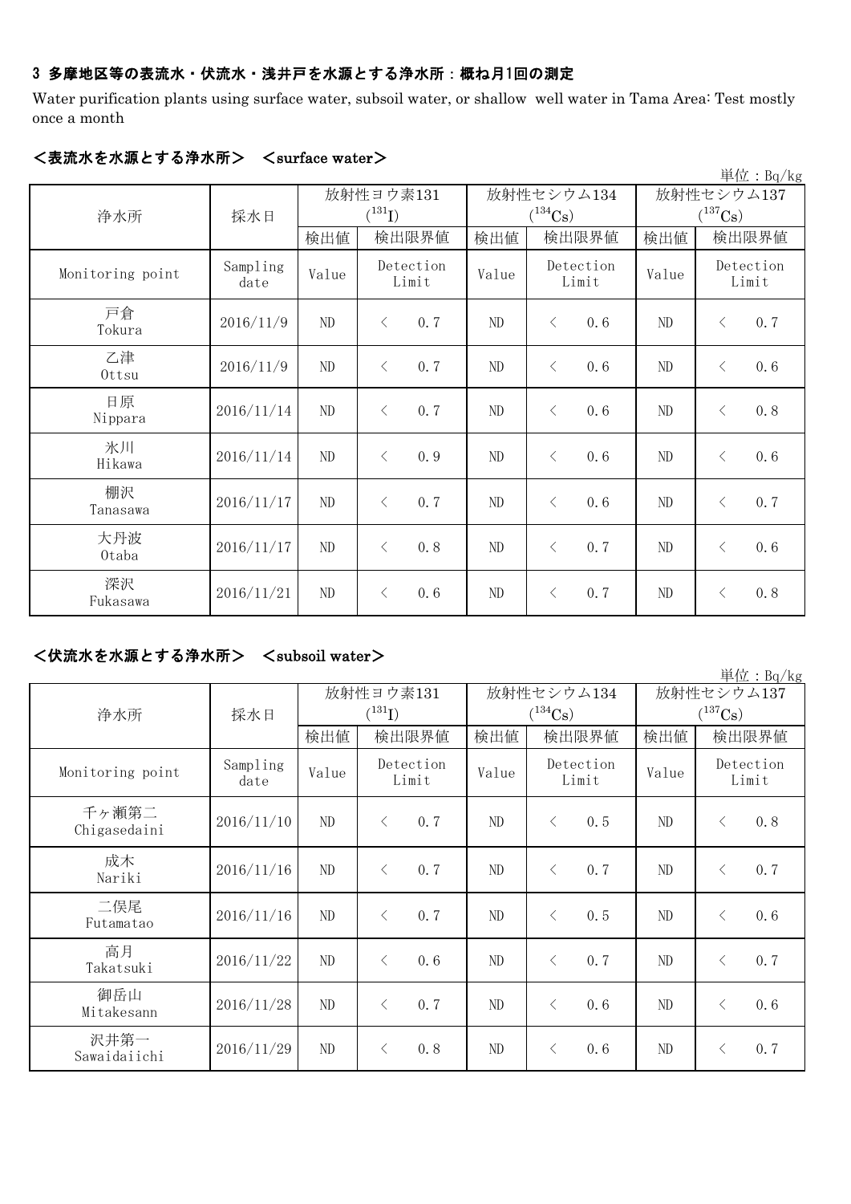### 3 多摩地区等の表流水・伏流水・浅井戸を水源とする浄水所：概ね月1回の測定

Water purification plants using surface water, subsoil water, or shallow well water in Tama Area: Test mostly once a month

#### ＜表流水を水源とする浄水所＞　＜surface water＞

単位：Bq/kg

| 浄水所 | 採水日 | 放射性ヨウ素131 ($^{131}I$) | | 放射性セシウム134 ($^{134}Cs$) | | 放射性セシウム137 ($^{137}Cs$) | |
|---|---|---|---|---|---|---|---|
| | | 検出値 | 検出限界値 | 検出値 | 検出限界値 | 検出値 | 検出限界値 |
| Monitoring point | Sampling date | Value | Detection Limit | Value | Detection Limit | Value | Detection Limit |
| 戸倉 Tokura | 2016/11/9 | ND | ＜ 0.7 | ND | ＜ 0.6 | ND | ＜ 0.7 |
| 乙津 Ottsu | 2016/11/9 | ND | ＜ 0.7 | ND | ＜ 0.6 | ND | ＜ 0.6 |
| 日原 Nippara | 2016/11/14 | ND | ＜ 0.7 | ND | ＜ 0.6 | ND | ＜ 0.8 |
| 氷川 Hikawa | 2016/11/14 | ND | ＜ 0.9 | ND | ＜ 0.6 | ND | ＜ 0.6 |
| 棚沢 Tanasawa | 2016/11/17 | ND | ＜ 0.7 | ND | ＜ 0.6 | ND | ＜ 0.7 |
| 大丹波 Otaba | 2016/11/17 | ND | ＜ 0.8 | ND | ＜ 0.7 | ND | ＜ 0.6 |
| 深沢 Fukasawa | 2016/11/21 | ND | ＜ 0.6 | ND | ＜ 0.7 | ND | ＜ 0.8 |

#### ＜伏流水を水源とする浄水所＞　＜subsoil water＞

単位：Bq/kg

| 浄水所 | 採水日 | 放射性ヨウ素131 ($^{131}I$) | | 放射性セシウム134 ($^{134}Cs$) | | 放射性セシウム137 ($^{137}Cs$) | |
|---|---|---|---|---|---|---|---|
| | | 検出値 | 検出限界値 | 検出値 | 検出限界値 | 検出値 | 検出限界値 |
| Monitoring point | Sampling date | Value | Detection Limit | Value | Detection Limit | Value | Detection Limit |
| 千ヶ瀬第二 Chigasedaini | 2016/11/10 | ND | ＜ 0.7 | ND | ＜ 0.5 | ND | ＜ 0.8 |
| 成木 Nariki | 2016/11/16 | ND | ＜ 0.7 | ND | ＜ 0.7 | ND | ＜ 0.7 |
| 二俣尾 Futamatao | 2016/11/16 | ND | ＜ 0.7 | ND | ＜ 0.5 | ND | ＜ 0.6 |
| 高月 Takatsuki | 2016/11/22 | ND | ＜ 0.6 | ND | ＜ 0.7 | ND | ＜ 0.7 |
| 御岳山 Mitakesann | 2016/11/28 | ND | ＜ 0.7 | ND | ＜ 0.6 | ND | ＜ 0.6 |
| 沢井第一 Sawaidaiichi | 2016/11/29 | ND | ＜ 0.8 | ND | ＜ 0.6 | ND | ＜ 0.7 |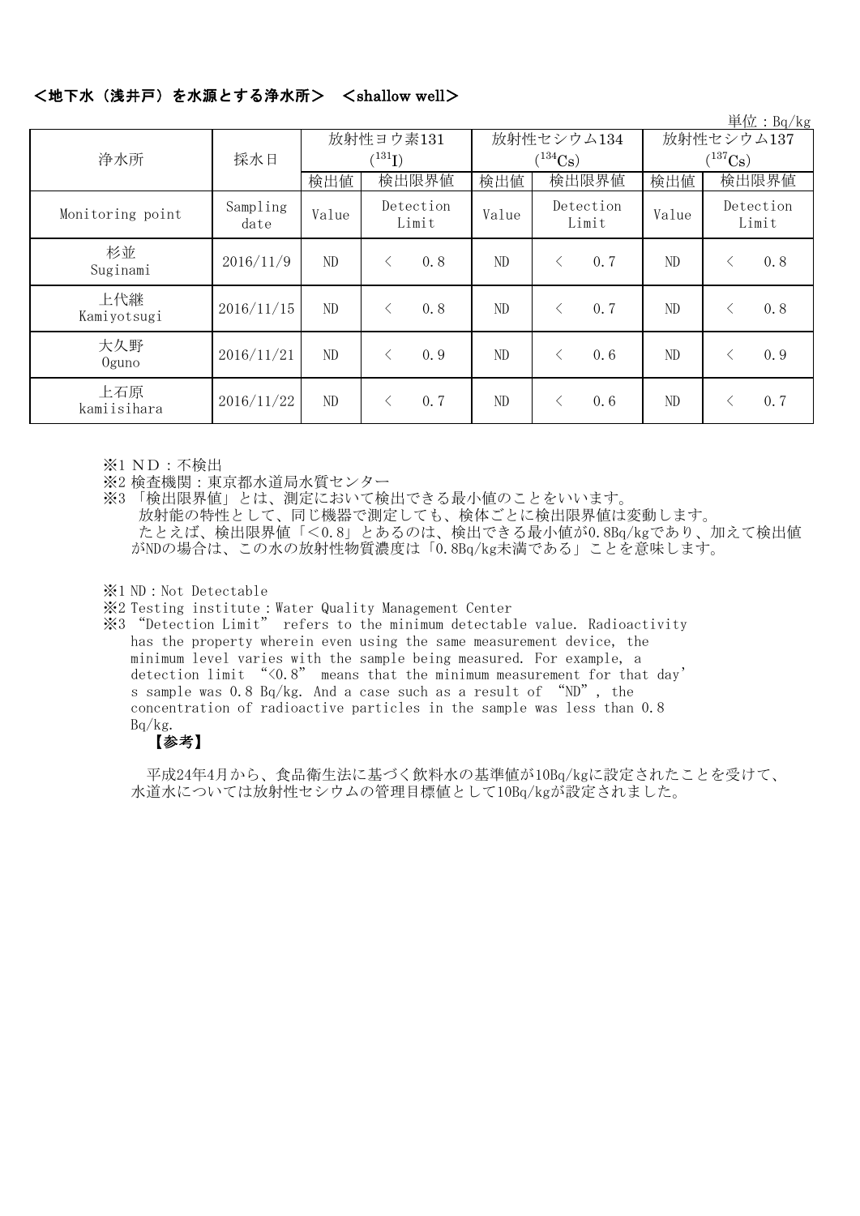## <地下水（浅井戸）を水源とする浄水所>　<shallow well>

単位：Bq/kg

| 浄水所 | 採水日 | 放射性ヨウ素131 ($^{131}I$) | | 放射性セシウム134 ($^{134}Cs$) | | 放射性セシウム137 ($^{137}Cs$) | |
|---|---|---|---|---|---|---|---|
| | | 検出値 | 検出限界値 | 検出値 | 検出限界値 | 検出値 | 検出限界値 |
| Monitoring point | Sampling date | Value | Detection Limit | Value | Detection Limit | Value | Detection Limit |
| 杉並 Suginami | 2016/11/9 | ND | ＜ 0.8 | ND | ＜ 0.7 | ND | ＜ 0.8 |
| 上代継 Kamiyotsugi | 2016/11/15 | ND | ＜ 0.8 | ND | ＜ 0.7 | ND | ＜ 0.8 |
| 大久野 Oguno | 2016/11/21 | ND | ＜ 0.9 | ND | ＜ 0.6 | ND | ＜ 0.9 |
| 上石原 kamiisihara | 2016/11/22 | ND | ＜ 0.7 | ND | ＜ 0.6 | ND | ＜ 0.7 |

※1 ＮＤ：不検出
※2 検査機関：東京都水道局水質センター
※3 「検出限界値」とは、測定において検出できる最小値のことをいいます。
　放射能の特性として、同じ機器で測定しても、検体ごとに検出限界値は変動します。
　たとえば、検出限界値「＜0.8」とあるのは、検出できる最小値が0.8Bq/kgであり、加えて検出値がNDの場合は、この水の放射性物質濃度は「0.8Bq/kg未満である」ことを意味します。

※1 ND：Not Detectable
※2 Testing institute：Water Quality Management Center
※3 "Detection Limit" refers to the minimum detectable value. Radioactivity has the property wherein even using the same measurement device, the minimum level varies with the sample being measured. For example, a detection limit "<0.8" means that the minimum measurement for that day's sample was 0.8 Bq/kg. And a case such as a result of "ND", the concentration of radioactive particles in the sample was less than 0.8 Bq/kg.

**【参考】**

平成24年4月から、食品衛生法に基づく飲料水の基準値が10Bq/kgに設定されたことを受けて、水道水については放射性セシウムの管理目標値として10Bq/kgが設定されました。